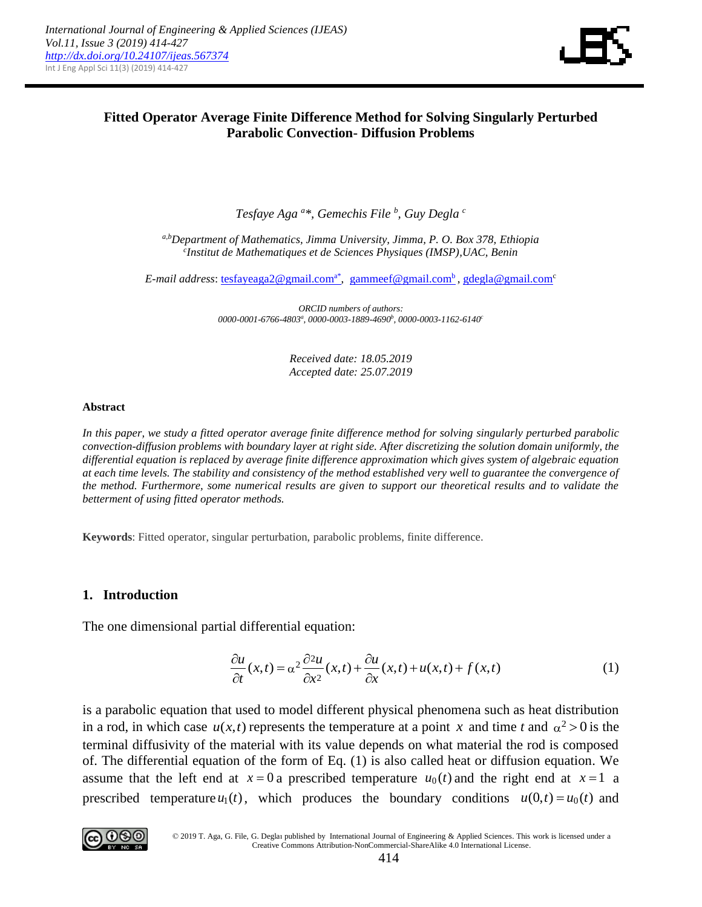# Fitted Operator Average Finite Difference Method for Solving Singularly Perturbed Parabolic Convection- Diffusion Problems

*Tesfaye Aga [a]\*, Gemechis File [b], Guy Degla [c]*

*[a,b]Department of Mathematics, Jimma University, Jimma, P. O. Box 378, Ethiopia*
*[c]Institut de Mathematiques et de Sciences Physiques (IMSP),UAC, Benin*

*E-mail address*: tesfayeaga2@gmail.com[a*], gammeef@gmail.com[b], gdegla@gmail.com[c]

*ORCID numbers of authors:*
*0000-0001-6766-4803[a], 0000-0003-1889-4690[b], 0000-0003-1162-6140[c]*

*Received date: 18.05.2019*
*Accepted date: 25.07.2019*

**Abstract**

*In this paper, we study a fitted operator average finite difference method for solving singularly perturbed parabolic convection-diffusion problems with boundary layer at right side. After discretizing the solution domain uniformly, the differential equation is replaced by average finite difference approximation which gives system of algebraic equation at each time levels. The stability and consistency of the method established very well to guarantee the convergence of the method. Furthermore, some numerical results are given to support our theoretical results and to validate the betterment of using fitted operator methods.*

**Keywords**: Fitted operator, singular perturbation, parabolic problems, finite difference.

## 1. Introduction

The one dimensional partial differential equation:

$$\frac{\partial u}{\partial t}(x,t) = \alpha^2 \frac{\partial^2 u}{\partial x^2}(x,t) + \frac{\partial u}{\partial x}(x,t) + u(x,t) + f(x,t) \tag{1}$$

is a parabolic equation that used to model different physical phenomena such as heat distribution in a rod, in which case $u(x,t)$ represents the temperature at a point $x$ and time $t$ and $\alpha^2 > 0$ is the terminal diffusivity of the material with its value depends on what material the rod is composed of. The differential equation of the form of Eq. (1) is also called heat or diffusion equation. We assume that the left end at $x = 0$ a prescribed temperature $u_0(t)$ and the right end at $x = 1$ a prescribed temperature $u_1(t)$, which produces the boundary conditions $u(0,t) = u_0(t)$ and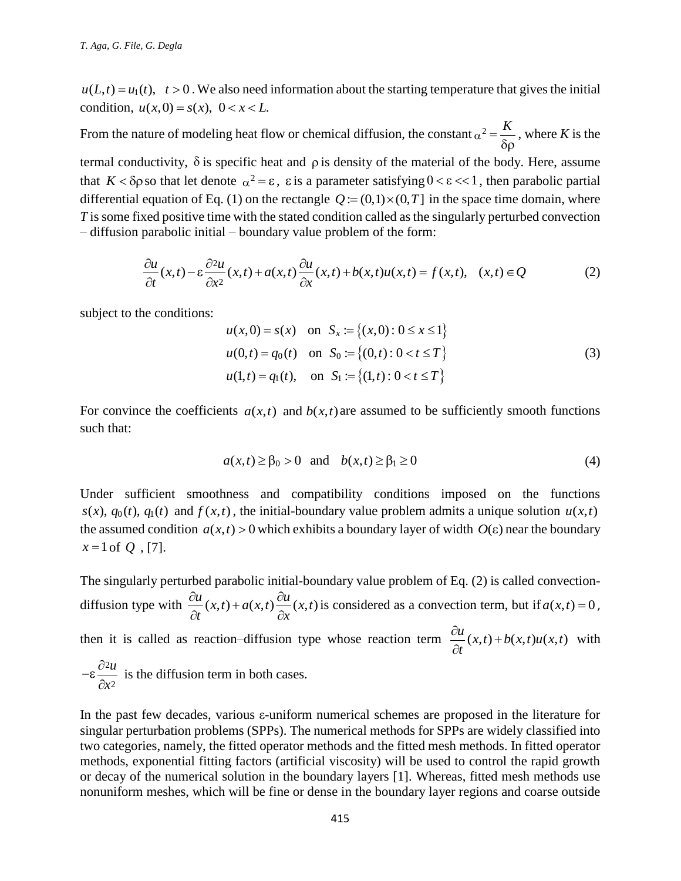$u(L,t) = u_1(t), \quad t > 0$. We also need information about the starting temperature that gives the initial condition, $u(x,0) = s(x), \; 0 < x < L.$

From the nature of modeling heat flow or chemical diffusion, the constant $\alpha^2 = \dfrac{K}{\delta\rho}$, where $K$ is the termal conductivity, $\delta$ is specific heat and $\rho$ is density of the material of the body. Here, assume that $K < \delta\rho$ so that let denote $\alpha^2 = \varepsilon$, $\varepsilon$ is a parameter satisfying $0 < \varepsilon << 1$, then parabolic partial differential equation of Eq. (1) on the rectangle $Q := (0,1) \times (0,T]$ in the space time domain, where $T$ is some fixed positive time with the stated condition called as the singularly perturbed convection – diffusion parabolic initial – boundary value problem of the form:

$$\frac{\partial u}{\partial t}(x,t) - \varepsilon \frac{\partial^2 u}{\partial x^2}(x,t) + a(x,t)\frac{\partial u}{\partial x}(x,t) + b(x,t)u(x,t) = f(x,t), \quad (x,t) \in Q \tag{2}$$

subject to the conditions:

$$\begin{aligned} u(x,0) &= s(x) \quad \text{on } S_x := \{(x,0) : 0 \le x \le 1\} \\ u(0,t) &= q_0(t) \quad \text{on } S_0 := \{(0,t) : 0 < t \le T\} \\ u(1,t) &= q_1(t), \quad \text{on } S_1 := \{(1,t) : 0 < t \le T\} \end{aligned} \tag{3}$$

For convince the coefficients $a(x,t)$ and $b(x,t)$ are assumed to be sufficiently smooth functions such that:

$$a(x,t) \ge \beta_0 > 0 \quad \text{and} \quad b(x,t) \ge \beta_1 \ge 0 \tag{4}$$

Under sufficient smoothness and compatibility conditions imposed on the functions $s(x)$, $q_0(t)$, $q_1(t)$ and $f(x,t)$, the initial-boundary value problem admits a unique solution $u(x,t)$ the assumed condition $a(x,t) > 0$ which exhibits a boundary layer of width $O(\varepsilon)$ near the boundary $x = 1$ of $Q$ , [7].

The singularly perturbed parabolic initial-boundary value problem of Eq. (2) is called convection-diffusion type with $\dfrac{\partial u}{\partial t}(x,t) + a(x,t)\dfrac{\partial u}{\partial x}(x,t)$ is considered as a convection term, but if $a(x,t) = 0$, then it is called as reaction–diffusion type whose reaction term $\dfrac{\partial u}{\partial t}(x,t) + b(x,t)u(x,t)$ with $-\varepsilon \dfrac{\partial^2 u}{\partial x^2}$ is the diffusion term in both cases.

In the past few decades, various $\varepsilon$-uniform numerical schemes are proposed in the literature for singular perturbation problems (SPPs). The numerical methods for SPPs are widely classified into two categories, namely, the fitted operator methods and the fitted mesh methods. In fitted operator methods, exponential fitting factors (artificial viscosity) will be used to control the rapid growth or decay of the numerical solution in the boundary layers [1]. Whereas, fitted mesh methods use nonuniform meshes, which will be fine or dense in the boundary layer regions and coarse outside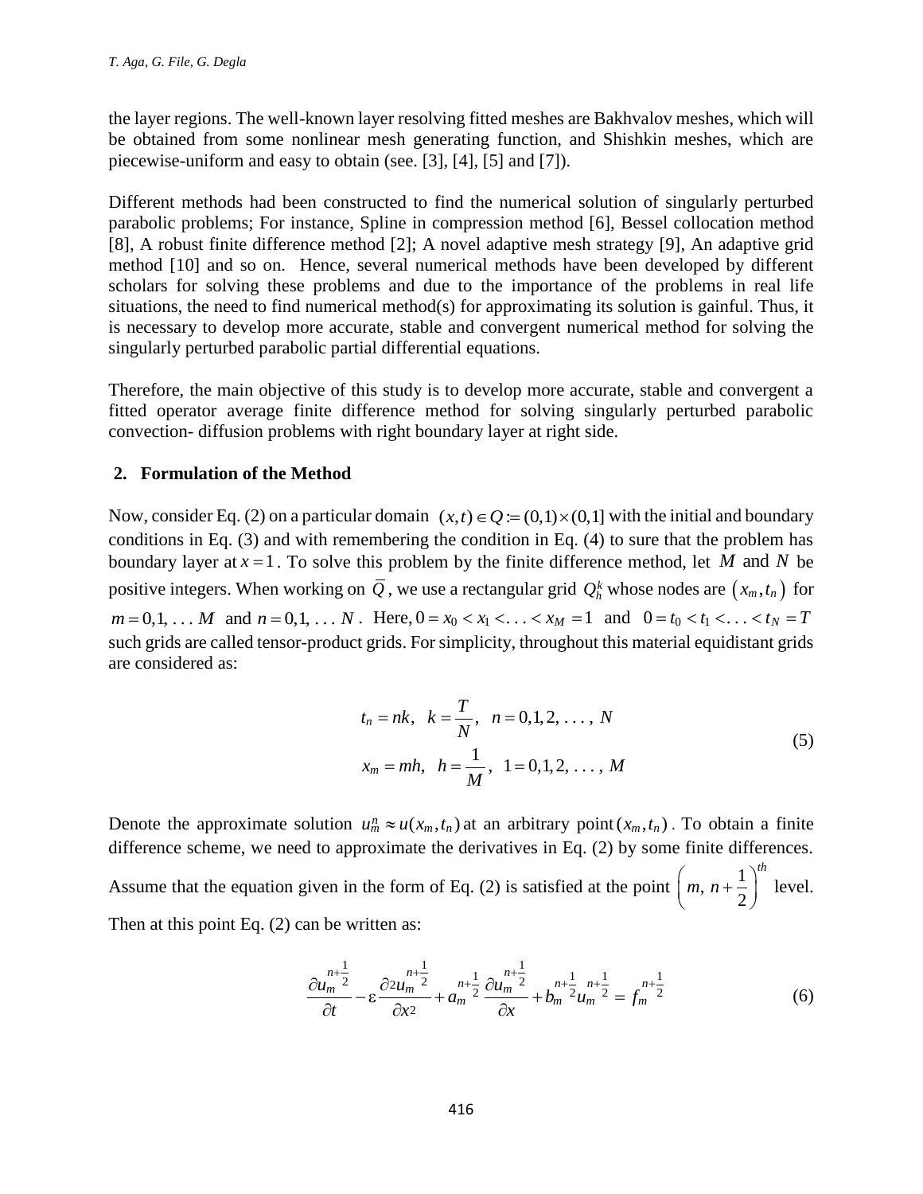the layer regions. The well-known layer resolving fitted meshes are Bakhvalov meshes, which will be obtained from some nonlinear mesh generating function, and Shishkin meshes, which are piecewise-uniform and easy to obtain (see. [3], [4], [5] and [7]).

Different methods had been constructed to find the numerical solution of singularly perturbed parabolic problems; For instance, Spline in compression method [6], Bessel collocation method [8], A robust finite difference method [2]; A novel adaptive mesh strategy [9], An adaptive grid method [10] and so on. Hence, several numerical methods have been developed by different scholars for solving these problems and due to the importance of the problems in real life situations, the need to find numerical method(s) for approximating its solution is gainful. Thus, it is necessary to develop more accurate, stable and convergent numerical method for solving the singularly perturbed parabolic partial differential equations.

Therefore, the main objective of this study is to develop more accurate, stable and convergent a fitted operator average finite difference method for solving singularly perturbed parabolic convection- diffusion problems with right boundary layer at right side.

## 2. Formulation of the Method

Now, consider Eq. (2) on a particular domain $(x,t)\in Q:=(0,1)\times(0,1]$ with the initial and boundary conditions in Eq. (3) and with remembering the condition in Eq. (4) to sure that the problem has boundary layer at $x=1$. To solve this problem by the finite difference method, let $M$ and $N$ be positive integers. When working on $\overline{Q}$, we use a rectangular grid $Q_h^k$ whose nodes are $(x_m, t_n)$ for $m=0,1,\ldots M$ and $n=0,1,\ldots N$. Here, $0=x_0<x_1<\ldots<x_M=1$ and $0=t_0<t_1<\ldots<t_N=T$ such grids are called tensor-product grids. For simplicity, throughout this material equidistant grids are considered as:

$$
\begin{aligned}
& t_n = nk, \quad k=\frac{T}{N}, \quad n=0,1,2,\ldots,\ N \\
& x_m = mh, \quad h=\frac{1}{M}, \quad 1=0,1,2,\ldots,\ M
\end{aligned}
\tag{5}
$$

Denote the approximate solution $u_m^n \approx u(x_m,t_n)$ at an arbitrary point $(x_m,t_n)$. To obtain a finite difference scheme, we need to approximate the derivatives in Eq. (2) by some finite differences. Assume that the equation given in the form of Eq. (2) is satisfied at the point $\left(m,\ n+\frac{1}{2}\right)^{th}$ level. Then at this point Eq. (2) can be written as:

$$
\frac{\partial u_m^{n+\frac{1}{2}}}{\partial t} - \varepsilon\frac{\partial^2 u_m^{n+\frac{1}{2}}}{\partial x^2} + a_m^{n+\frac{1}{2}}\frac{\partial u_m^{n+\frac{1}{2}}}{\partial x} + b_m^{n+\frac{1}{2}}u_m^{n+\frac{1}{2}} = f_m^{n+\frac{1}{2}}
\tag{6}
$$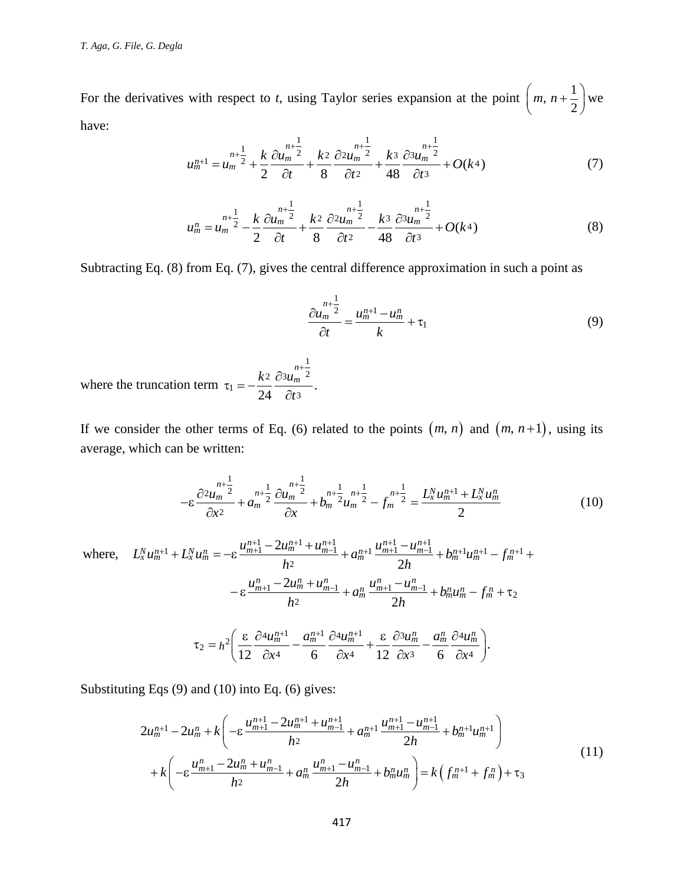For the derivatives with respect to *t*, using Taylor series expansion at the point $\left(m, n+\frac{1}{2}\right)$ we have:

$$u_m^{n+1} = u_m^{n+\frac{1}{2}} + \frac{k}{2}\frac{\partial u_m^{n+\frac{1}{2}}}{\partial t} + \frac{k^2}{8}\frac{\partial^2 u_m^{n+\frac{1}{2}}}{\partial t^2} + \frac{k^3}{48}\frac{\partial^3 u_m^{n+\frac{1}{2}}}{\partial t^3} + O(k^4) \tag{7}$$

$$u_m^{n} = u_m^{n+\frac{1}{2}} - \frac{k}{2}\frac{\partial u_m^{n+\frac{1}{2}}}{\partial t} + \frac{k^2}{8}\frac{\partial^2 u_m^{n+\frac{1}{2}}}{\partial t^2} - \frac{k^3}{48}\frac{\partial^3 u_m^{n+\frac{1}{2}}}{\partial t^3} + O(k^4) \tag{8}$$

Subtracting Eq. (8) from Eq. (7), gives the central difference approximation in such a point as

$$\frac{\partial u_m^{n+\frac{1}{2}}}{\partial t} = \frac{u_m^{n+1} - u_m^n}{k} + \tau_1 \tag{9}$$

where the truncation term $\tau_1 = -\frac{k^2}{24}\frac{\partial^3 u_m^{n+\frac{1}{2}}}{\partial t^3}$.

If we consider the other terms of Eq. (6) related to the points $(m, n)$ and $(m, n+1)$, using its average, which can be written:

$$-\varepsilon\frac{\partial^2 u_m^{n+\frac{1}{2}}}{\partial x^2} + a_m^{n+\frac{1}{2}}\frac{\partial u_m^{n+\frac{1}{2}}}{\partial x} + b_m^{n+\frac{1}{2}} u_m^{n+\frac{1}{2}} - f_m^{n+\frac{1}{2}} = \frac{L_x^N u_m^{n+1} + L_x^N u_m^n}{2} \tag{10}$$

where,
$$L_x^N u_m^{n+1} + L_x^N u_m^n = -\varepsilon\frac{u_{m+1}^{n+1} - 2u_m^{n+1} + u_{m-1}^{n+1}}{h^2} + a_m^{n+1}\frac{u_{m+1}^{n+1} - u_{m-1}^{n+1}}{2h} + b_m^{n+1}u_m^{n+1} - f_m^{n+1} +$$
$$-\varepsilon\frac{u_{m+1}^{n} - 2u_m^{n} + u_{m-1}^{n}}{h^2} + a_m^{n}\frac{u_{m+1}^{n} - u_{m-1}^{n}}{2h} + b_m^{n}u_m^{n} - f_m^{n} + \tau_2$$

$$\tau_2 = h^2\left(\frac{\varepsilon}{12}\frac{\partial^4 u_m^{n+1}}{\partial x^4} - \frac{a_m^{n+1}}{6}\frac{\partial^4 u_m^{n+1}}{\partial x^4} + \frac{\varepsilon}{12}\frac{\partial^3 u_m^{n}}{\partial x^3} - \frac{a_m^{n}}{6}\frac{\partial^4 u_m^{n}}{\partial x^4}\right).$$

Substituting Eqs (9) and (10) into Eq. (6) gives:

$$\begin{aligned} &2u_m^{n+1} - 2u_m^n + k\left(-\varepsilon\frac{u_{m+1}^{n+1} - 2u_m^{n+1} + u_{m-1}^{n+1}}{h^2} + a_m^{n+1}\frac{u_{m+1}^{n+1} - u_{m-1}^{n+1}}{2h} + b_m^{n+1}u_m^{n+1}\right) \\ &+ k\left(-\varepsilon\frac{u_{m+1}^{n} - 2u_m^{n} + u_{m-1}^{n}}{h^2} + a_m^{n}\frac{u_{m+1}^{n} - u_{m-1}^{n}}{2h} + b_m^{n}u_m^{n}\right) = k\left(f_m^{n+1} + f_m^n\right) + \tau_3 \end{aligned} \tag{11}$$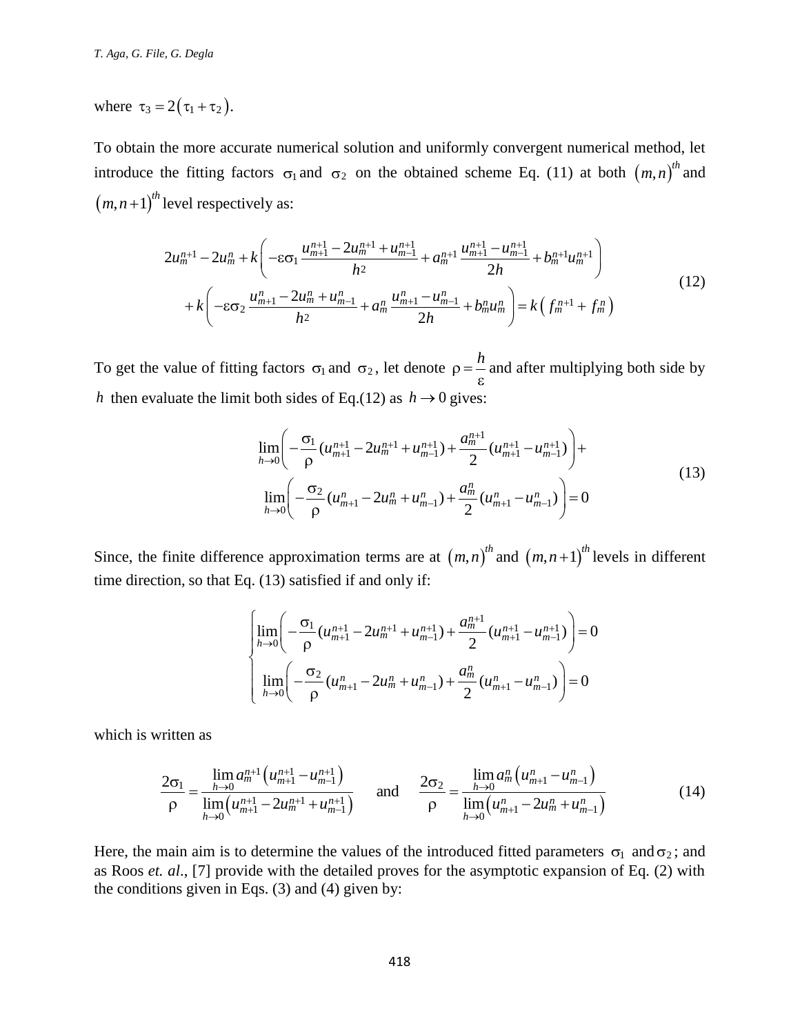where $\tau_3 = 2(\tau_1 + \tau_2)$.

To obtain the more accurate numerical solution and uniformly convergent numerical method, let introduce the fitting factors $\sigma_1$ and $\sigma_2$ on the obtained scheme Eq. (11) at both $(m,n)^{th}$ and $(m,n+1)^{th}$ level respectively as:

$$
\begin{aligned}
&2u_m^{n+1} - 2u_m^n + k\left(-\varepsilon\sigma_1 \frac{u_{m+1}^{n+1} - 2u_m^{n+1} + u_{m-1}^{n+1}}{h^2} + a_m^{n+1}\frac{u_{m+1}^{n+1} - u_{m-1}^{n+1}}{2h} + b_m^{n+1}u_m^{n+1}\right) \\
&\quad + k\left(-\varepsilon\sigma_2 \frac{u_{m+1}^{n} - 2u_m^{n} + u_{m-1}^{n}}{h^2} + a_m^{n}\frac{u_{m+1}^{n} - u_{m-1}^{n}}{2h} + b_m^{n}u_m^{n}\right) = k\left(f_m^{n+1} + f_m^n\right)
\end{aligned} \tag{12}
$$

To get the value of fitting factors $\sigma_1$ and $\sigma_2$, let denote $\rho = \frac{h}{\varepsilon}$ and after multiplying both side by $h$ then evaluate the limit both sides of Eq.(12) as $h \to 0$ gives:

$$
\begin{aligned}
&\lim_{h\to 0}\left(-\frac{\sigma_1}{\rho}(u_{m+1}^{n+1} - 2u_m^{n+1} + u_{m-1}^{n+1}) + \frac{a_m^{n+1}}{2}(u_{m+1}^{n+1} - u_{m-1}^{n+1})\right) + \\
&\lim_{h\to 0}\left(-\frac{\sigma_2}{\rho}(u_{m+1}^{n} - 2u_m^{n} + u_{m-1}^{n}) + \frac{a_m^{n}}{2}(u_{m+1}^{n} - u_{m-1}^{n})\right) = 0
\end{aligned} \tag{13}
$$

Since, the finite difference approximation terms are at $(m,n)^{th}$ and $(m,n+1)^{th}$ levels in different time direction, so that Eq. (13) satisfied if and only if:

$$
\begin{cases}
\lim_{h\to 0}\left(-\frac{\sigma_1}{\rho}(u_{m+1}^{n+1} - 2u_m^{n+1} + u_{m-1}^{n+1}) + \frac{a_m^{n+1}}{2}(u_{m+1}^{n+1} - u_{m-1}^{n+1})\right) = 0 \\
\lim_{h\to 0}\left(-\frac{\sigma_2}{\rho}(u_{m+1}^{n} - 2u_m^{n} + u_{m-1}^{n}) + \frac{a_m^{n}}{2}(u_{m+1}^{n} - u_{m-1}^{n})\right) = 0
\end{cases}
$$

which is written as

$$
\frac{2\sigma_1}{\rho} = \frac{\lim_{h\to 0} a_m^{n+1}\left(u_{m+1}^{n+1} - u_{m-1}^{n+1}\right)}{\lim_{h\to 0}\left(u_{m+1}^{n+1} - 2u_m^{n+1} + u_{m-1}^{n+1}\right)} \quad \text{and} \quad \frac{2\sigma_2}{\rho} = \frac{\lim_{h\to 0} a_m^{n}\left(u_{m+1}^{n} - u_{m-1}^{n}\right)}{\lim_{h\to 0}\left(u_{m+1}^{n} - 2u_m^{n} + u_{m-1}^{n}\right)} \tag{14}
$$

Here, the main aim is to determine the values of the introduced fitted parameters $\sigma_1$ and $\sigma_2$; and as Roos *et. al*., [7] provide with the detailed proves for the asymptotic expansion of Eq. (2) with the conditions given in Eqs. (3) and (4) given by: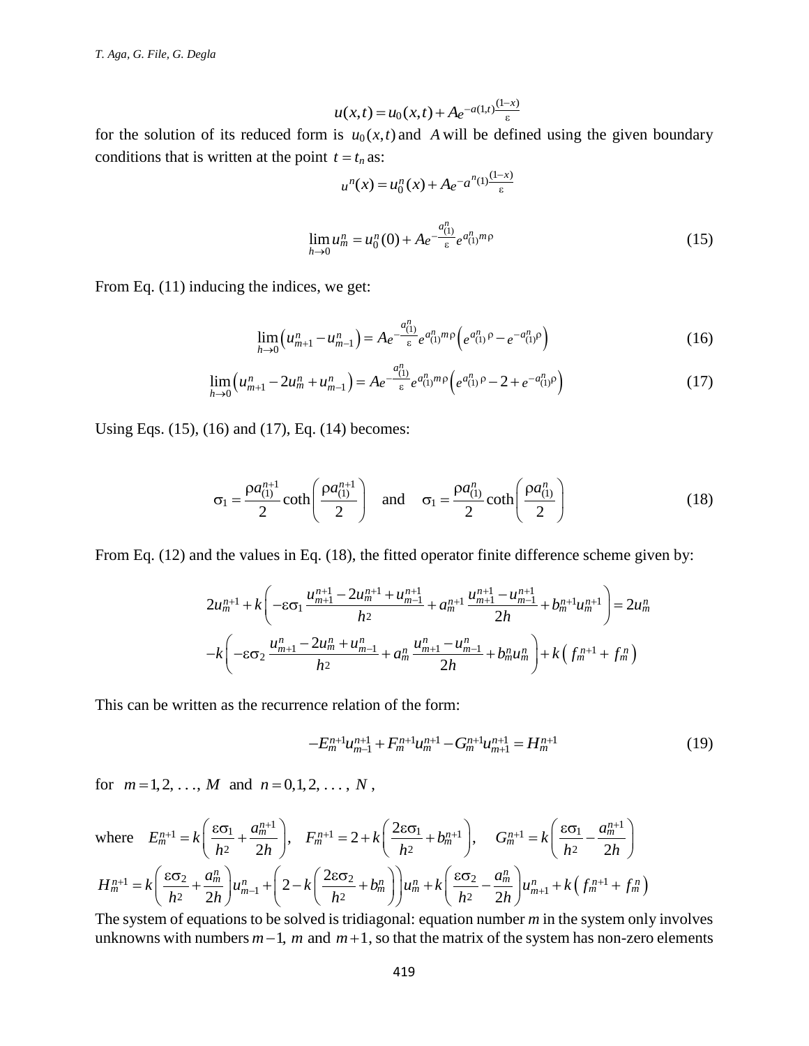$$u(x,t) = u_0(x,t) + Ae^{-a(1,t)\frac{(1-x)}{\varepsilon}}$$

for the solution of its reduced form is $u_0(x,t)$ and $A$ will be defined using the given boundary conditions that is written at the point $t = t_n$ as:

$$u^n(x) = u_0^n(x) + Ae^{-a^n(1)\frac{(1-x)}{\varepsilon}}$$

$$\lim_{h\to 0} u_m^n = u_0^n(0) + Ae^{-\frac{a_{(1)}^n}{\varepsilon}} e^{a_{(1)}^n m\rho} \tag{15}$$

From Eq. (11) inducing the indices, we get:

$$\lim_{h\to 0}\left(u_{m+1}^n - u_{m-1}^n\right) = Ae^{-\frac{a_{(1)}^n}{\varepsilon}} e^{a_{(1)}^n m\rho}\left(e^{a_{(1)}^n \rho} - e^{-a_{(1)}^n \rho}\right) \tag{16}$$

$$\lim_{h\to 0}\left(u_{m+1}^n - 2u_m^n + u_{m-1}^n\right) = Ae^{-\frac{a_{(1)}^n}{\varepsilon}} e^{a_{(1)}^n m\rho}\left(e^{a_{(1)}^n \rho} - 2 + e^{-a_{(1)}^n \rho}\right) \tag{17}$$

Using Eqs. (15), (16) and (17), Eq. (14) becomes:

$$\sigma_1 = \frac{\rho a_{(1)}^{n+1}}{2}\coth\left(\frac{\rho a_{(1)}^{n+1}}{2}\right) \quad \text{and} \quad \sigma_1 = \frac{\rho a_{(1)}^{n}}{2}\coth\left(\frac{\rho a_{(1)}^{n}}{2}\right) \tag{18}$$

From Eq. (12) and the values in Eq. (18), the fitted operator finite difference scheme given by:

$$2u_m^{n+1} + k\left(-\varepsilon\sigma_1 \frac{u_{m+1}^{n+1} - 2u_m^{n+1} + u_{m-1}^{n+1}}{h^2} + a_m^{n+1}\frac{u_{m+1}^{n+1} - u_{m-1}^{n+1}}{2h} + b_m^{n+1}u_m^{n+1}\right) = 2u_m^n$$

$$-k\left(-\varepsilon\sigma_2 \frac{u_{m+1}^{n} - 2u_m^{n} + u_{m-1}^{n}}{h^2} + a_m^{n}\frac{u_{m+1}^{n} - u_{m-1}^{n}}{2h} + b_m^{n}u_m^{n}\right) + k\left(f_m^{n+1} + f_m^n\right)$$

This can be written as the recurrence relation of the form:

$$-E_m^{n+1}u_{m-1}^{n+1} + F_m^{n+1}u_m^{n+1} - G_m^{n+1}u_{m+1}^{n+1} = H_m^{n+1} \tag{19}$$

for $m = 1, 2, \ldots, M$ and $n = 0, 1, 2, \ldots, N$,

where $E_m^{n+1} = k\left(\frac{\varepsilon\sigma_1}{h^2} + \frac{a_m^{n+1}}{2h}\right)$, $F_m^{n+1} = 2 + k\left(\frac{2\varepsilon\sigma_1}{h^2} + b_m^{n+1}\right)$, $G_m^{n+1} = k\left(\frac{\varepsilon\sigma_1}{h^2} - \frac{a_m^{n+1}}{2h}\right)$

$$H_m^{n+1} = k\left(\frac{\varepsilon\sigma_2}{h^2} + \frac{a_m^n}{2h}\right)u_{m-1}^n + \left(2 - k\left(\frac{2\varepsilon\sigma_2}{h^2} + b_m^n\right)\right)u_m^n + k\left(\frac{\varepsilon\sigma_2}{h^2} - \frac{a_m^n}{2h}\right)u_{m+1}^n + k\left(f_m^{n+1} + f_m^n\right)$$

The system of equations to be solved is tridiagonal: equation number *m* in the system only involves unknowns with numbers $m-1$, $m$ and $m+1$, so that the matrix of the system has non-zero elements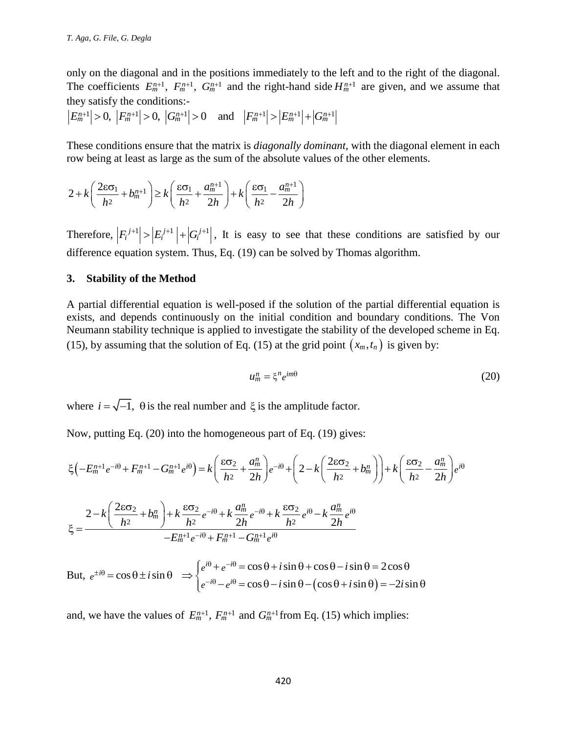only on the diagonal and in the positions immediately to the left and to the right of the diagonal. The coefficients $E_m^{n+1}$, $F_m^{n+1}$, $G_m^{n+1}$ and the right-hand side $H_m^{n+1}$ are given, and we assume that they satisfy the conditions:-

$\left|E_m^{n+1}\right| > 0,\ \left|F_m^{n+1}\right| > 0,\ \left|G_m^{n+1}\right| > 0 \quad \text{and} \quad \left|F_m^{n+1}\right| > \left|E_m^{n+1}\right| + \left|G_m^{n+1}\right|$

These conditions ensure that the matrix is *diagonally dominant*, with the diagonal element in each row being at least as large as the sum of the absolute values of the other elements.

$$2 + k\left(\frac{2\varepsilon\sigma_1}{h^2} + b_m^{n+1}\right) \geq k\left(\frac{\varepsilon\sigma_1}{h^2} + \frac{a_m^{n+1}}{2h}\right) + k\left(\frac{\varepsilon\sigma_1}{h^2} - \frac{a_m^{n+1}}{2h}\right)$$

Therefore, $\left|F_i^{j+1}\right| > \left|E_i^{j+1}\right| + \left|G_i^{j+1}\right|$, It is easy to see that these conditions are satisfied by our difference equation system. Thus, Eq. (19) can be solved by Thomas algorithm.

## 3. Stability of the Method

A partial differential equation is well-posed if the solution of the partial differential equation is exists, and depends continuously on the initial condition and boundary conditions. The Von Neumann stability technique is applied to investigate the stability of the developed scheme in Eq. (15), by assuming that the solution of Eq. (15) at the grid point $(x_m, t_n)$ is given by:

$$u_m^n = \xi^n e^{im\theta} \tag{20}$$

where $i = \sqrt{-1}$, $\theta$ is the real number and $\xi$ is the amplitude factor.

Now, putting Eq. (20) into the homogeneous part of Eq. (19) gives:

$$\xi\left(-E_m^{n+1}e^{-i\theta} + F_m^{n+1} - G_m^{n+1}e^{i\theta}\right) = k\left(\frac{\varepsilon\sigma_2}{h^2} + \frac{a_m^n}{2h}\right)e^{-i\theta} + \left(2 - k\left(\frac{2\varepsilon\sigma_2}{h^2} + b_m^n\right)\right) + k\left(\frac{\varepsilon\sigma_2}{h^2} - \frac{a_m^n}{2h}\right)e^{i\theta}$$

$$\xi = \frac{2 - k\left(\dfrac{2\varepsilon\sigma_2}{h^2} + b_m^n\right) + k\dfrac{\varepsilon\sigma_2}{h^2}e^{-i\theta} + k\dfrac{a_m^n}{2h}e^{-i\theta} + k\dfrac{\varepsilon\sigma_2}{h^2}e^{i\theta} - k\dfrac{a_m^n}{2h}e^{i\theta}}{-E_m^{n+1}e^{-i\theta} + F_m^{n+1} - G_m^{n+1}e^{i\theta}}$$

But, $e^{\pm i\theta} = \cos\theta \pm i\sin\theta \quad \Rightarrow \begin{cases} e^{i\theta} + e^{-i\theta} = \cos\theta + i\sin\theta + \cos\theta - i\sin\theta = 2\cos\theta \\ e^{-i\theta} - e^{i\theta} = \cos\theta - i\sin\theta - (\cos\theta + i\sin\theta) = -2i\sin\theta \end{cases}$

and, we have the values of $E_m^{n+1}$, $F_m^{n+1}$ and $G_m^{n+1}$ from Eq. (15) which implies: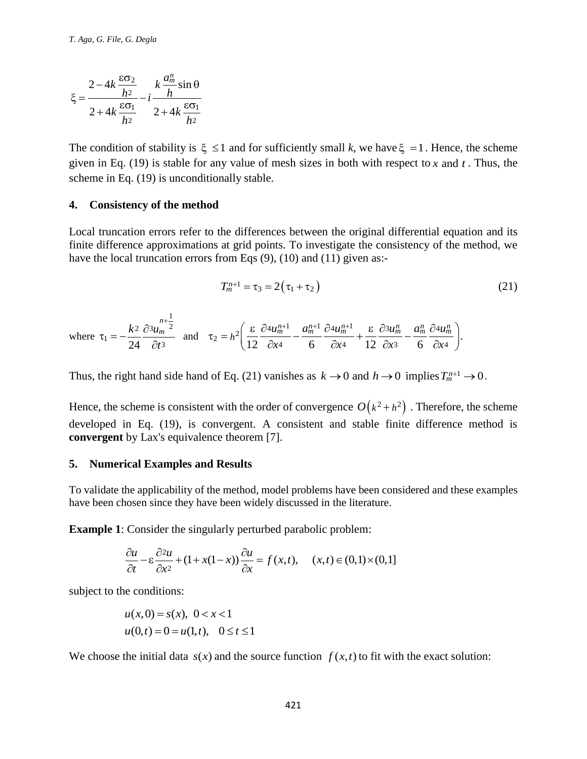$$\xi = \frac{2 - 4k\dfrac{\varepsilon\sigma_2}{h^2}}{2 + 4k\dfrac{\varepsilon\sigma_1}{h^2}} - i\frac{k\dfrac{a_m^n}{h}\sin\theta}{2 + 4k\dfrac{\varepsilon\sigma_1}{h^2}}$$

The condition of stability is $|\xi| \le 1$ and for sufficiently small *k*, we have $|\xi| = 1$. Hence, the scheme given in Eq. (19) is stable for any value of mesh sizes in both with respect to $x$ and $t$. Thus, the scheme in Eq. (19) is unconditionally stable.

## 4. Consistency of the method

Local truncation errors refer to the differences between the original differential equation and its finite difference approximations at grid points. To investigate the consistency of the method, we have the local truncation errors from Eqs (9), (10) and (11) given as:-

$$T_m^{n+1} = \tau_3 = 2\left(\tau_1 + \tau_2\right) \tag{21}$$

where $\tau_1 = -\dfrac{k^2}{24}\dfrac{\partial^3 u_m^{n+\frac{1}{2}}}{\partial t^3}$ and $\tau_2 = h^2\left(\dfrac{\varepsilon}{12}\dfrac{\partial^4 u_m^{n+1}}{\partial x^4} - \dfrac{a_m^{n+1}}{6}\dfrac{\partial^4 u_m^{n+1}}{\partial x^4} + \dfrac{\varepsilon}{12}\dfrac{\partial^3 u_m^n}{\partial x^3} - \dfrac{a_m^n}{6}\dfrac{\partial^4 u_m^n}{\partial x^4}\right)$.

Thus, the right hand side hand of Eq. (21) vanishes as $k \to 0$ and $h \to 0$ implies $T_m^{n+1} \to 0$.

Hence, the scheme is consistent with the order of convergence $O\left(k^2 + h^2\right)$. Therefore, the scheme developed in Eq. (19), is convergent. A consistent and stable finite difference method is **convergent** by Lax's equivalence theorem [7].

## 5. Numerical Examples and Results

To validate the applicability of the method, model problems have been considered and these examples have been chosen since they have been widely discussed in the literature.

**Example 1**: Consider the singularly perturbed parabolic problem:

$$\frac{\partial u}{\partial t} - \varepsilon\frac{\partial^2 u}{\partial x^2} + (1 + x(1-x))\frac{\partial u}{\partial x} = f(x,t), \quad (x,t) \in (0,1)\times(0,1]$$

subject to the conditions:

$$u(x,0) = s(x), \;\; 0 < x < 1$$
$$u(0,t) = 0 = u(1,t), \quad 0 \le t \le 1$$

We choose the initial data $s(x)$ and the source function $f(x,t)$ to fit with the exact solution: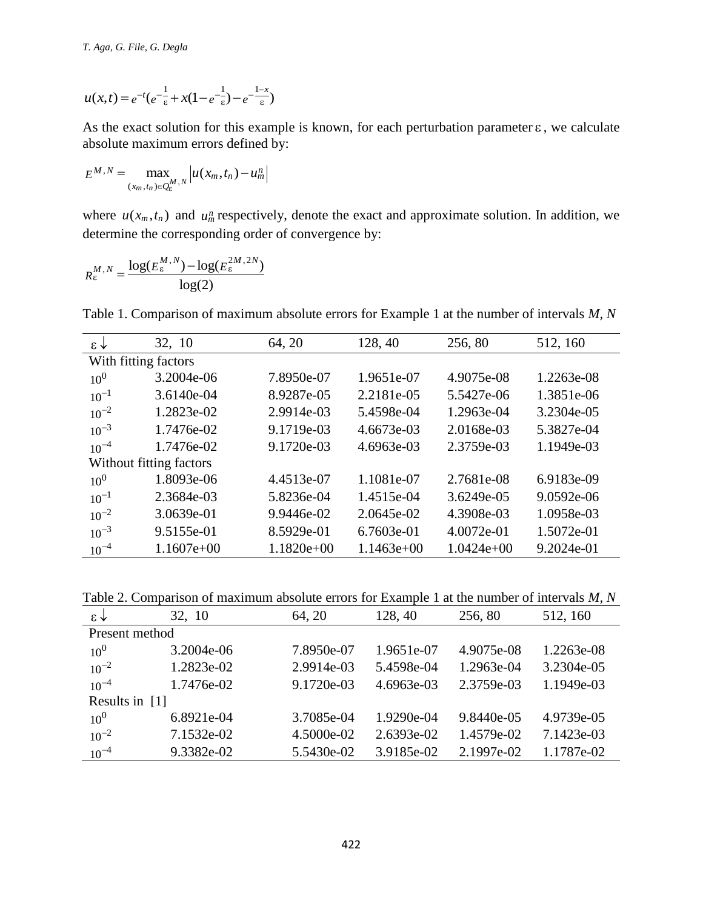$$u(x,t) = e^{-t}(e^{-\frac{1}{\varepsilon}} + x(1 - e^{-\frac{1}{\varepsilon}}) - e^{-\frac{1-x}{\varepsilon}})$$

As the exact solution for this example is known, for each perturbation parameter $\varepsilon$, we calculate absolute maximum errors defined by:

$$E^{M,N} = \max_{(x_m, t_n) \in Q_\varepsilon^{M,N}} \left| u(x_m, t_n) - u_m^n \right|$$

where $u(x_m, t_n)$ and $u_m^n$ respectively, denote the exact and approximate solution. In addition, we determine the corresponding order of convergence by:

$$R_\varepsilon^{M,N} = \frac{\log(E_\varepsilon^{M,N}) - \log(E_\varepsilon^{2M,2N})}{\log(2)}$$

Table 1. Comparison of maximum absolute errors for Example 1 at the number of intervals *M*, *N*

| $\varepsilon \downarrow$ | 32, 10 | 64, 20 | 128, 40 | 256, 80 | 512, 160 |
|---|---|---|---|---|---|
| With fitting factors | | | | | |
| $10^0$ | 3.2004e-06 | 7.8950e-07 | 1.9651e-07 | 4.9075e-08 | 1.2263e-08 |
| $10^{-1}$ | 3.6140e-04 | 8.9287e-05 | 2.2181e-05 | 5.5427e-06 | 1.3851e-06 |
| $10^{-2}$ | 1.2823e-02 | 2.9914e-03 | 5.4598e-04 | 1.2963e-04 | 3.2304e-05 |
| $10^{-3}$ | 1.7476e-02 | 9.1719e-03 | 4.6673e-03 | 2.0168e-03 | 5.3827e-04 |
| $10^{-4}$ | 1.7476e-02 | 9.1720e-03 | 4.6963e-03 | 2.3759e-03 | 1.1949e-03 |
| Without fitting factors | | | | | |
| $10^0$ | 1.8093e-06 | 4.4513e-07 | 1.1081e-07 | 2.7681e-08 | 6.9183e-09 |
| $10^{-1}$ | 2.3684e-03 | 5.8236e-04 | 1.4515e-04 | 3.6249e-05 | 9.0592e-06 |
| $10^{-2}$ | 3.0639e-01 | 9.9446e-02 | 2.0645e-02 | 4.3908e-03 | 1.0958e-03 |
| $10^{-3}$ | 9.5155e-01 | 8.5929e-01 | 6.7603e-01 | 4.0072e-01 | 1.5072e-01 |
| $10^{-4}$ | 1.1607e+00 | 1.1820e+00 | 1.1463e+00 | 1.0424e+00 | 9.2024e-01 |

Table 2. Comparison of maximum absolute errors for Example 1 at the number of intervals *M*, *N*

| $\varepsilon \downarrow$ | 32, 10 | 64, 20 | 128, 40 | 256, 80 | 512, 160 |
|---|---|---|---|---|---|
| Present method | | | | | |
| $10^0$ | 3.2004e-06 | 7.8950e-07 | 1.9651e-07 | 4.9075e-08 | 1.2263e-08 |
| $10^{-2}$ | 1.2823e-02 | 2.9914e-03 | 5.4598e-04 | 1.2963e-04 | 3.2304e-05 |
| $10^{-4}$ | 1.7476e-02 | 9.1720e-03 | 4.6963e-03 | 2.3759e-03 | 1.1949e-03 |
| Results in [1] | | | | | |
| $10^0$ | 6.8921e-04 | 3.7085e-04 | 1.9290e-04 | 9.8440e-05 | 4.9739e-05 |
| $10^{-2}$ | 7.1532e-02 | 4.5000e-02 | 2.6393e-02 | 1.4579e-02 | 7.1423e-03 |
| $10^{-4}$ | 9.3382e-02 | 5.5430e-02 | 3.9185e-02 | 2.1997e-02 | 1.1787e-02 |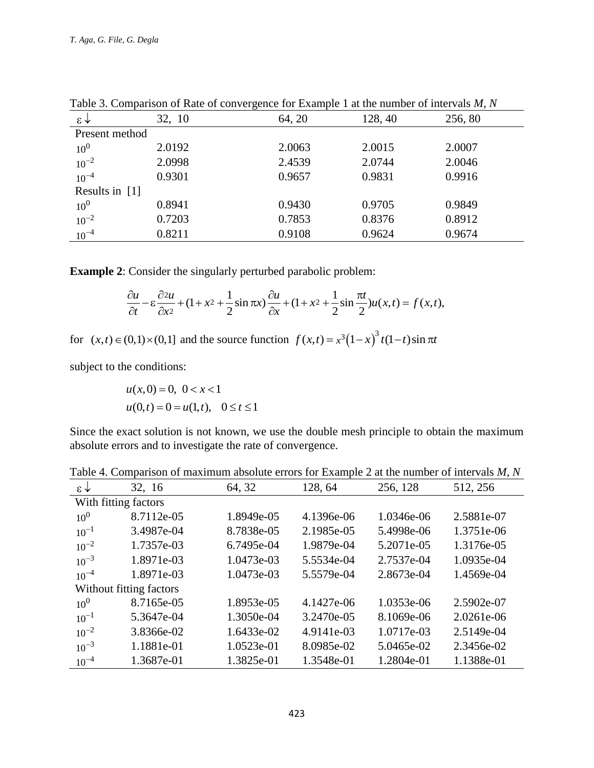Table 3. Comparison of Rate of convergence for Example 1 at the number of intervals $M$, $N$

| $\varepsilon \downarrow$ | 32, 10 | 64, 20 | 128, 40 | 256, 80 |
|---|---|---|---|---|
| Present method | | | | |
| $10^{0}$ | 2.0192 | 2.0063 | 2.0015 | 2.0007 |
| $10^{-2}$ | 2.0998 | 2.4539 | 2.0744 | 2.0046 |
| $10^{-4}$ | 0.9301 | 0.9657 | 0.9831 | 0.9916 |
| Results in [1] | | | | |
| $10^{0}$ | 0.8941 | 0.9430 | 0.9705 | 0.9849 |
| $10^{-2}$ | 0.7203 | 0.7853 | 0.8376 | 0.8912 |
| $10^{-4}$ | 0.8211 | 0.9108 | 0.9624 | 0.9674 |

**Example 2**: Consider the singularly perturbed parabolic problem:

$$\frac{\partial u}{\partial t} - \varepsilon \frac{\partial^2 u}{\partial x^2} + (1 + x^2 + \frac{1}{2}\sin \pi x)\frac{\partial u}{\partial x} + (1 + x^2 + \frac{1}{2}\sin \frac{\pi t}{2})u(x,t) = f(x,t),$$

for $(x,t) \in (0,1) \times (0,1]$ and the source function $f(x,t) = x^3(1-x)^3 t(1-t)\sin \pi t$

subject to the conditions:

$$u(x,0) = 0, \ \ 0 < x < 1$$
$$u(0,t) = 0 = u(1,t), \quad 0 \le t \le 1$$

Since the exact solution is not known, we use the double mesh principle to obtain the maximum absolute errors and to investigate the rate of convergence.

Table 4. Comparison of maximum absolute errors for Example 2 at the number of intervals $M$, $N$

| $\varepsilon \downarrow$ | 32, 16 | 64, 32 | 128, 64 | 256, 128 | 512, 256 |
|---|---|---|---|---|---|
| With fitting factors | | | | | |
| $10^{0}$ | 8.7112e-05 | 1.8949e-05 | 4.1396e-06 | 1.0346e-06 | 2.5881e-07 |
| $10^{-1}$ | 3.4987e-04 | 8.7838e-05 | 2.1985e-05 | 5.4998e-06 | 1.3751e-06 |
| $10^{-2}$ | 1.7357e-03 | 6.7495e-04 | 1.9879e-04 | 5.2071e-05 | 1.3176e-05 |
| $10^{-3}$ | 1.8971e-03 | 1.0473e-03 | 5.5534e-04 | 2.7537e-04 | 1.0935e-04 |
| $10^{-4}$ | 1.8971e-03 | 1.0473e-03 | 5.5579e-04 | 2.8673e-04 | 1.4569e-04 |
| Without fitting factors | | | | | |
| $10^{0}$ | 8.7165e-05 | 1.8953e-05 | 4.1427e-06 | 1.0353e-06 | 2.5902e-07 |
| $10^{-1}$ | 5.3647e-04 | 1.3050e-04 | 3.2470e-05 | 8.1069e-06 | 2.0261e-06 |
| $10^{-2}$ | 3.8366e-02 | 1.6433e-02 | 4.9141e-03 | 1.0717e-03 | 2.5149e-04 |
| $10^{-3}$ | 1.1881e-01 | 1.0523e-01 | 8.0985e-02 | 5.0465e-02 | 2.3456e-02 |
| $10^{-4}$ | 1.3687e-01 | 1.3825e-01 | 1.3548e-01 | 1.2804e-01 | 1.1388e-01 |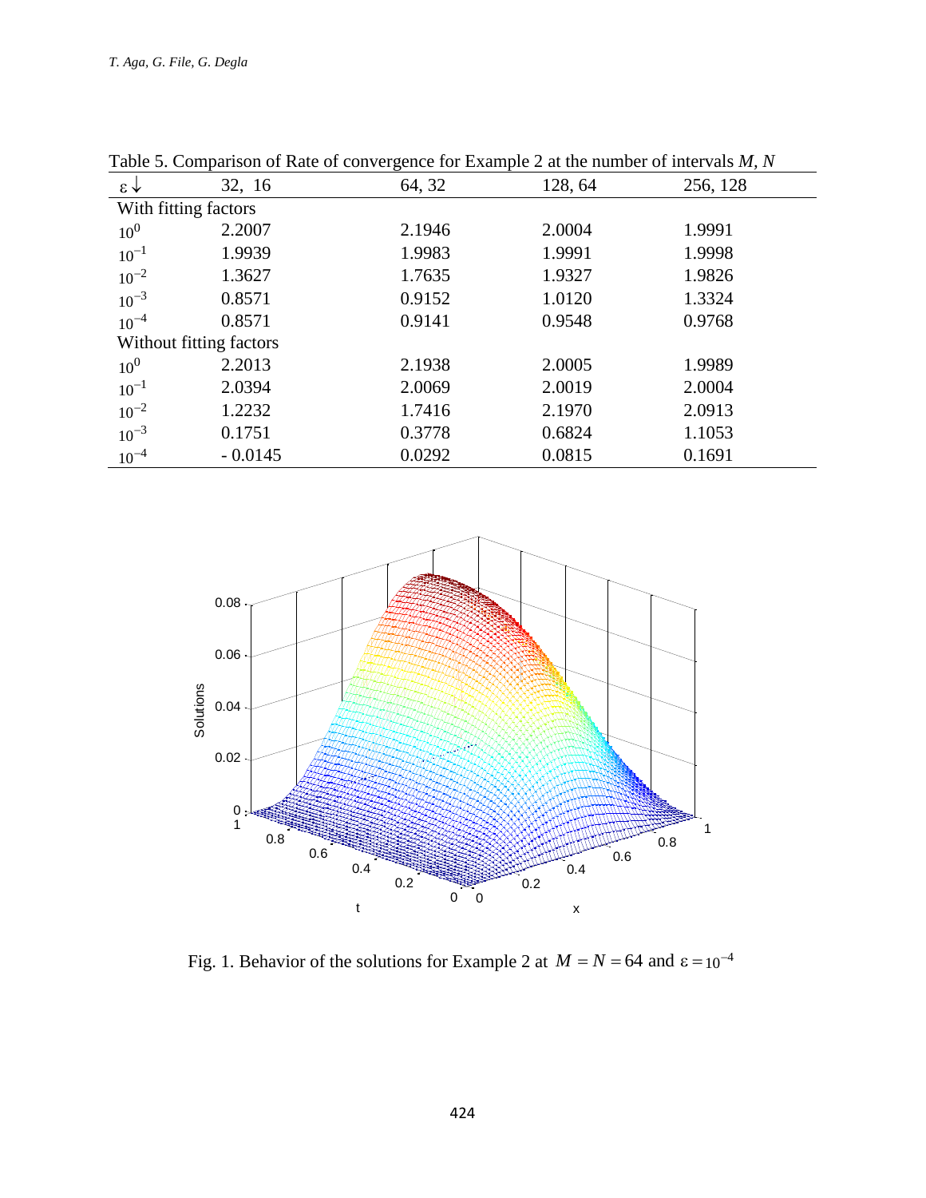Table 5. Comparison of Rate of convergence for Example 2 at the number of intervals $M$, $N$

| $\varepsilon \downarrow$ | 32, 16 | 64, 32 | 128, 64 | 256, 128 |
|---|---|---|---|---|
| With fitting factors | | | | |
| $10^{0}$ | 2.2007 | 2.1946 | 2.0004 | 1.9991 |
| $10^{-1}$ | 1.9939 | 1.9983 | 1.9991 | 1.9998 |
| $10^{-2}$ | 1.3627 | 1.7635 | 1.9327 | 1.9826 |
| $10^{-3}$ | 0.8571 | 0.9152 | 1.0120 | 1.3324 |
| $10^{-4}$ | 0.8571 | 0.9141 | 0.9548 | 0.9768 |
| Without fitting factors | | | | |
| $10^{0}$ | 2.2013 | 2.1938 | 2.0005 | 1.9989 |
| $10^{-1}$ | 2.0394 | 2.0069 | 2.0019 | 2.0004 |
| $10^{-2}$ | 1.2232 | 1.7416 | 2.1970 | 2.0913 |
| $10^{-3}$ | 0.1751 | 0.3778 | 0.6824 | 1.1053 |
| $10^{-4}$ | - 0.0145 | 0.0292 | 0.0815 | 0.1691 |

Fig. 1. Behavior of the solutions for Example 2 at $M = N = 64$ and $\varepsilon = 10^{-4}$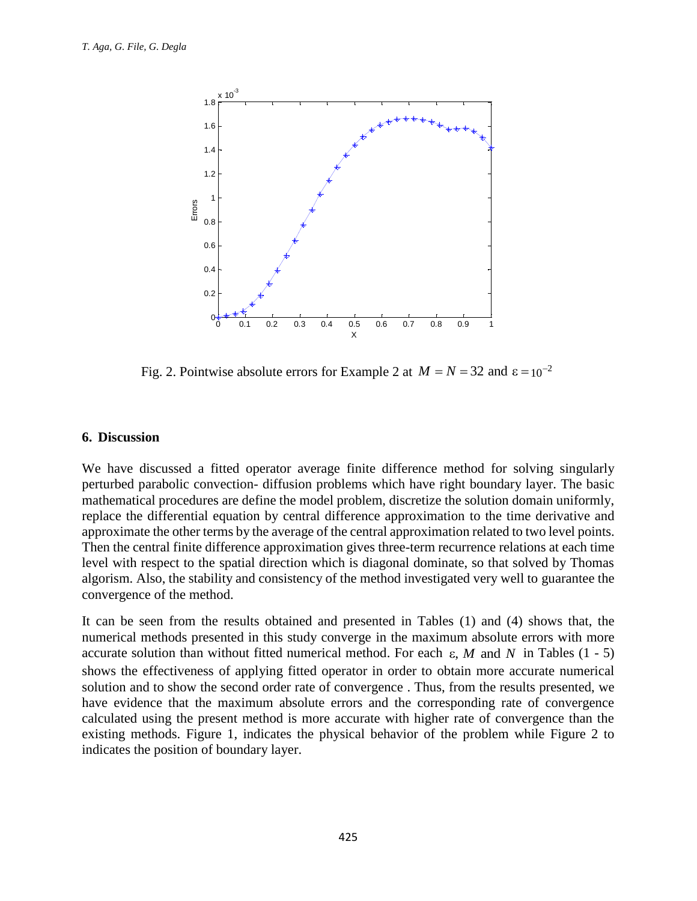Fig. 2. Pointwise absolute errors for Example 2 at $M = N = 32$ and $\varepsilon = 10^{-2}$

## 6. Discussion

We have discussed a fitted operator average finite difference method for solving singularly perturbed parabolic convection- diffusion problems which have right boundary layer. The basic mathematical procedures are define the model problem, discretize the solution domain uniformly, replace the differential equation by central difference approximation to the time derivative and approximate the other terms by the average of the central approximation related to two level points. Then the central finite difference approximation gives three-term recurrence relations at each time level with respect to the spatial direction which is diagonal dominate, so that solved by Thomas algorism. Also, the stability and consistency of the method investigated very well to guarantee the convergence of the method.

It can be seen from the results obtained and presented in Tables (1) and (4) shows that, the numerical methods presented in this study converge in the maximum absolute errors with more accurate solution than without fitted numerical method. For each $\varepsilon$, $M$ and $N$ in Tables (1 - 5) shows the effectiveness of applying fitted operator in order to obtain more accurate numerical solution and to show the second order rate of convergence . Thus, from the results presented, we have evidence that the maximum absolute errors and the corresponding rate of convergence calculated using the present method is more accurate with higher rate of convergence than the existing methods. Figure 1, indicates the physical behavior of the problem while Figure 2 to indicates the position of boundary layer.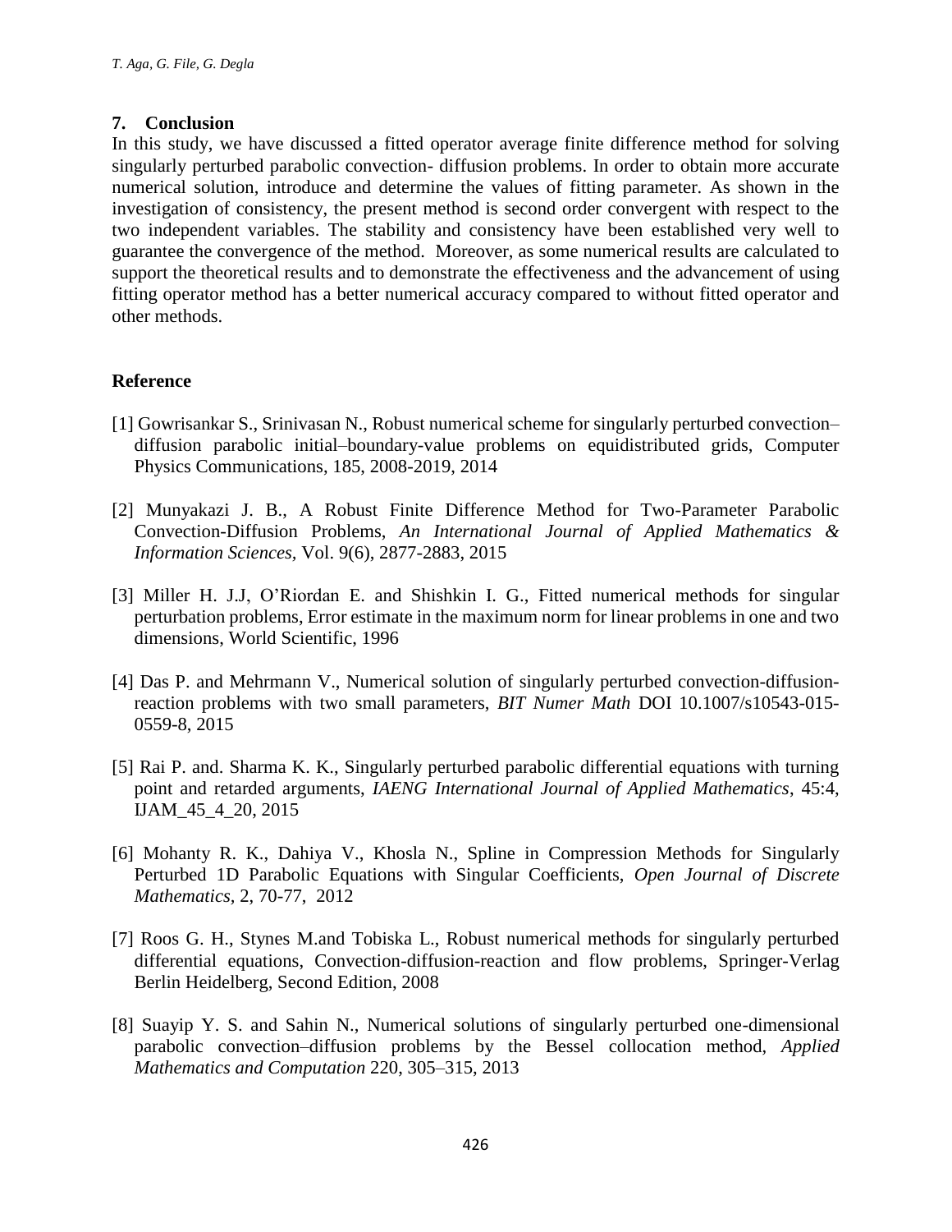## 7. Conclusion

In this study, we have discussed a fitted operator average finite difference method for solving singularly perturbed parabolic convection- diffusion problems. In order to obtain more accurate numerical solution, introduce and determine the values of fitting parameter. As shown in the investigation of consistency, the present method is second order convergent with respect to the two independent variables. The stability and consistency have been established very well to guarantee the convergence of the method. Moreover, as some numerical results are calculated to support the theoretical results and to demonstrate the effectiveness and the advancement of using fitting operator method has a better numerical accuracy compared to without fitted operator and other methods.

## Reference

[1] Gowrisankar S., Srinivasan N., Robust numerical scheme for singularly perturbed convection–diffusion parabolic initial–boundary-value problems on equidistributed grids, Computer Physics Communications, 185, 2008-2019, 2014

[2] Munyakazi J. B., A Robust Finite Difference Method for Two-Parameter Parabolic Convection-Diffusion Problems, *An International Journal of Applied Mathematics & Information Sciences,* Vol. 9(6), 2877-2883, 2015

[3] Miller H. J.J, O'Riordan E. and Shishkin I. G., Fitted numerical methods for singular perturbation problems, Error estimate in the maximum norm for linear problems in one and two dimensions, World Scientific, 1996

[4] Das P. and Mehrmann V., Numerical solution of singularly perturbed convection-diffusion-reaction problems with two small parameters, *BIT Numer Math* DOI 10.1007/s10543-015-0559-8, 2015

[5] Rai P. and. Sharma K. K., Singularly perturbed parabolic differential equations with turning point and retarded arguments, *IAENG International Journal of Applied Mathematics*, 45:4, IJAM_45_4_20, 2015

[6] Mohanty R. K., Dahiya V., Khosla N., Spline in Compression Methods for Singularly Perturbed 1D Parabolic Equations with Singular Coefficients, *Open Journal of Discrete Mathematics*, 2, 70-77, 2012

[7] Roos G. H., Stynes M.and Tobiska L., Robust numerical methods for singularly perturbed differential equations, Convection-diffusion-reaction and flow problems, Springer-Verlag Berlin Heidelberg, Second Edition, 2008

[8] Suayip Y. S. and Sahin N., Numerical solutions of singularly perturbed one-dimensional parabolic convection–diffusion problems by the Bessel collocation method, *Applied Mathematics and Computation* 220, 305–315, 2013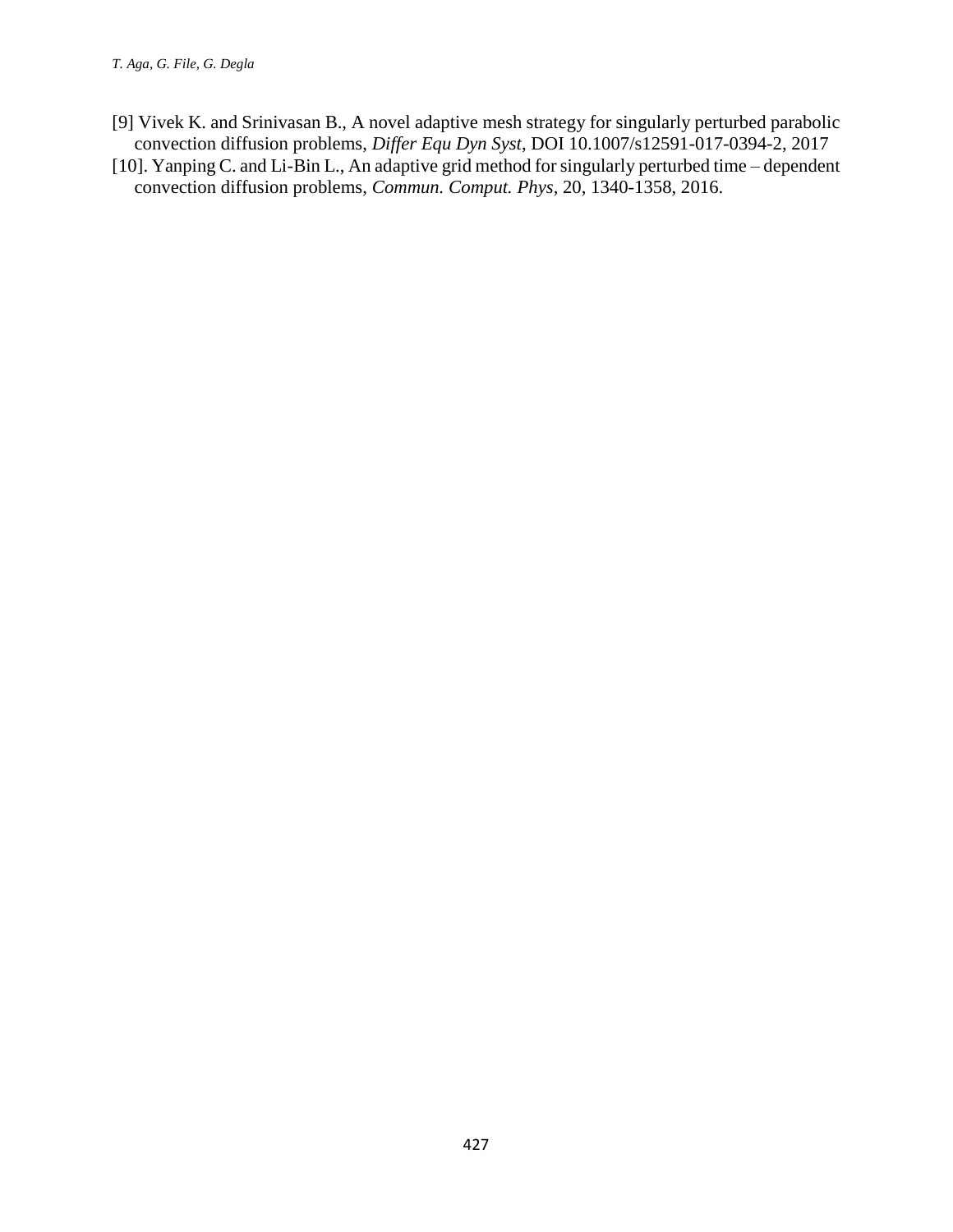[9] Vivek K. and Srinivasan B., A novel adaptive mesh strategy for singularly perturbed parabolic convection diffusion problems, *Differ Equ Dyn Syst*, DOI 10.1007/s12591-017-0394-2, 2017

[10]. Yanping C. and Li-Bin L., An adaptive grid method for singularly perturbed time – dependent convection diffusion problems, *Commun. Comput. Phys*, 20, 1340-1358, 2016.